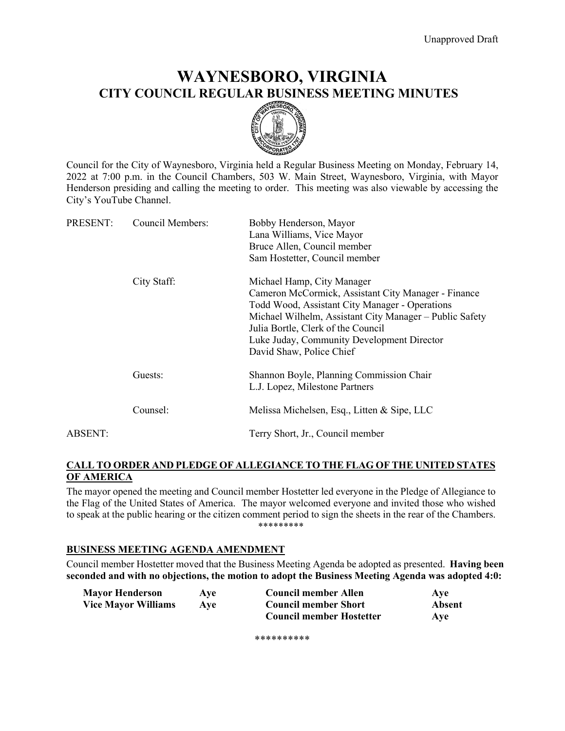Unapproved Draft

# WAYNESBORO, VIRGINIA
## CITY COUNCIL REGULAR BUSINESS MEETING MINUTES

Council for the City of Waynesboro, Virginia held a Regular Business Meeting on Monday, February 14, 2022 at 7:00 p.m. in the Council Chambers, 503 W. Main Street, Waynesboro, Virginia, with Mayor Henderson presiding and calling the meeting to order. This meeting was also viewable by accessing the City's YouTube Channel.

| | | |
|---|---|---|
| PRESENT: | Council Members: | Bobby Henderson, Mayor<br>Lana Williams, Vice Mayor<br>Bruce Allen, Council member<br>Sam Hostetter, Council member |
| | City Staff: | Michael Hamp, City Manager<br>Cameron McCormick, Assistant City Manager - Finance<br>Todd Wood, Assistant City Manager - Operations<br>Michael Wilhelm, Assistant City Manager – Public Safety<br>Julia Bortle, Clerk of the Council<br>Luke Juday, Community Development Director<br>David Shaw, Police Chief |
| | Guests: | Shannon Boyle, Planning Commission Chair<br>L.J. Lopez, Milestone Partners |
| | Counsel: | Melissa Michelsen, Esq., Litten & Sipe, LLC |
| ABSENT: | | Terry Short, Jr., Council member |

**CALL TO ORDER AND PLEDGE OF ALLEGIANCE TO THE FLAG OF THE UNITED STATES OF AMERICA**

The mayor opened the meeting and Council member Hostetter led everyone in the Pledge of Allegiance to the Flag of the United States of America. The mayor welcomed everyone and invited those who wished to speak at the public hearing or the citizen comment period to sign the sheets in the rear of the Chambers.

*********

**BUSINESS MEETING AGENDA AMENDMENT**

Council member Hostetter moved that the Business Meeting Agenda be adopted as presented. **Having been seconded and with no objections, the motion to adopt the Business Meeting Agenda was adopted 4:0:**

| | | | |
|---|---|---|---|
| **Mayor Henderson** | **Aye** | **Council member Allen** | **Aye** |
| **Vice Mayor Williams** | **Aye** | **Council member Short** | **Absent** |
| | | **Council member Hostetter** | **Aye** |

**********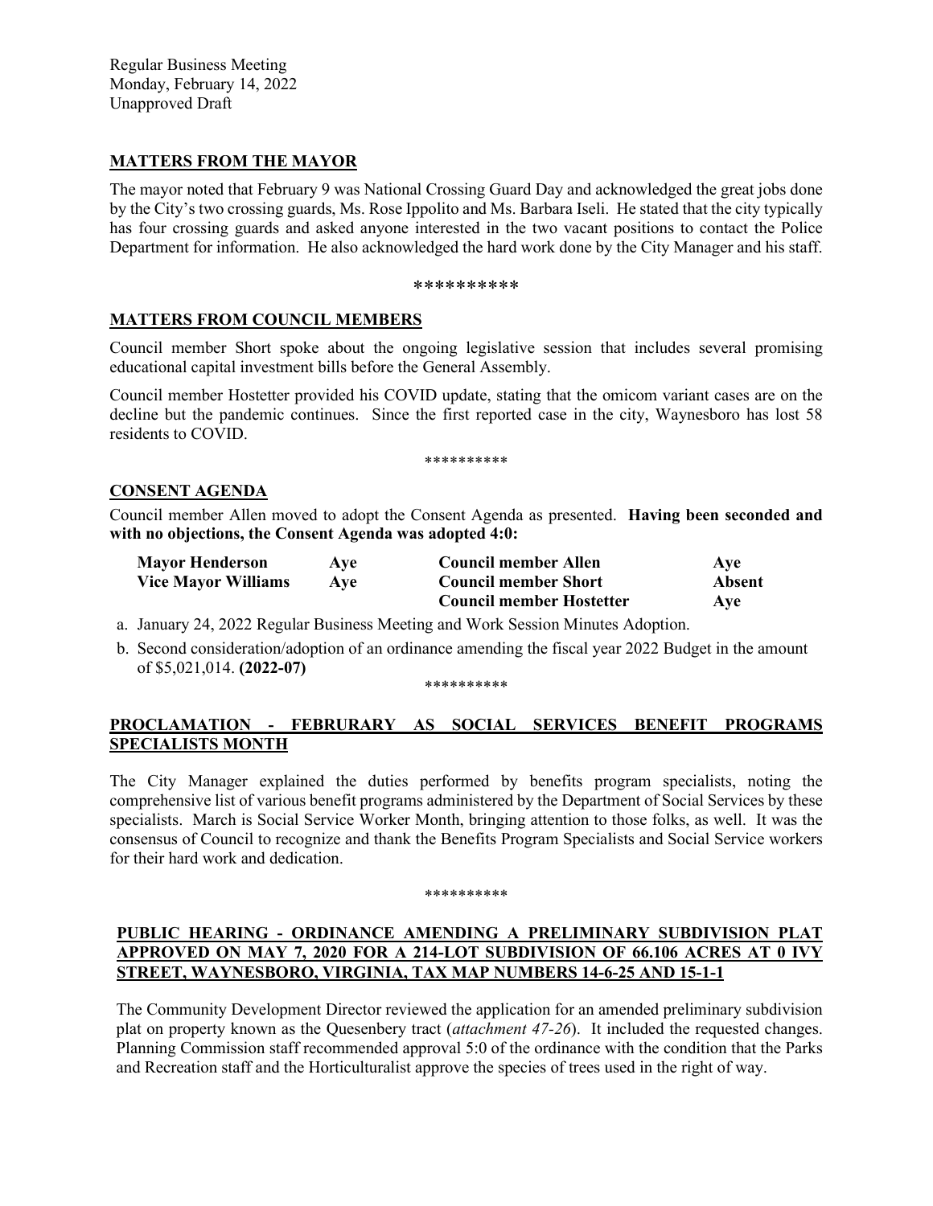Regular Business Meeting
Monday, February 14, 2022
Unapproved Draft

## MATTERS FROM THE MAYOR

The mayor noted that February 9 was National Crossing Guard Day and acknowledged the great jobs done by the City's two crossing guards, Ms. Rose Ippolito and Ms. Barbara Iseli. He stated that the city typically has four crossing guards and asked anyone interested in the two vacant positions to contact the Police Department for information. He also acknowledged the hard work done by the City Manager and his staff.

**********

## MATTERS FROM COUNCIL MEMBERS

Council member Short spoke about the ongoing legislative session that includes several promising educational capital investment bills before the General Assembly.

Council member Hostetter provided his COVID update, stating that the omicom variant cases are on the decline but the pandemic continues. Since the first reported case in the city, Waynesboro has lost 58 residents to COVID.

**********

## CONSENT AGENDA

Council member Allen moved to adopt the Consent Agenda as presented. **Having been seconded and with no objections, the Consent Agenda was adopted 4:0:**

| | | | |
|---|---|---|---|
| **Mayor Henderson** | **Aye** | **Council member Allen** | **Aye** |
| **Vice Mayor Williams** | **Aye** | **Council member Short** | **Absent** |
| | | **Council member Hostetter** | **Aye** |

a. January 24, 2022 Regular Business Meeting and Work Session Minutes Adoption.

b. Second consideration/adoption of an ordinance amending the fiscal year 2022 Budget in the amount of $5,021,014. **(2022-07)**

**********

## PROCLAMATION - FEBRURARY AS SOCIAL SERVICES BENEFIT PROGRAMS SPECIALISTS MONTH

The City Manager explained the duties performed by benefits program specialists, noting the comprehensive list of various benefit programs administered by the Department of Social Services by these specialists. March is Social Service Worker Month, bringing attention to those folks, as well. It was the consensus of Council to recognize and thank the Benefits Program Specialists and Social Service workers for their hard work and dedication.

**********

## PUBLIC HEARING - ORDINANCE AMENDING A PRELIMINARY SUBDIVISION PLAT APPROVED ON MAY 7, 2020 FOR A 214-LOT SUBDIVISION OF 66.106 ACRES AT 0 IVY STREET, WAYNESBORO, VIRGINIA, TAX MAP NUMBERS 14-6-25 AND 15-1-1

The Community Development Director reviewed the application for an amended preliminary subdivision plat on property known as the Quesenbery tract (*attachment 47-26*). It included the requested changes. Planning Commission staff recommended approval 5:0 of the ordinance with the condition that the Parks and Recreation staff and the Horticulturalist approve the species of trees used in the right of way.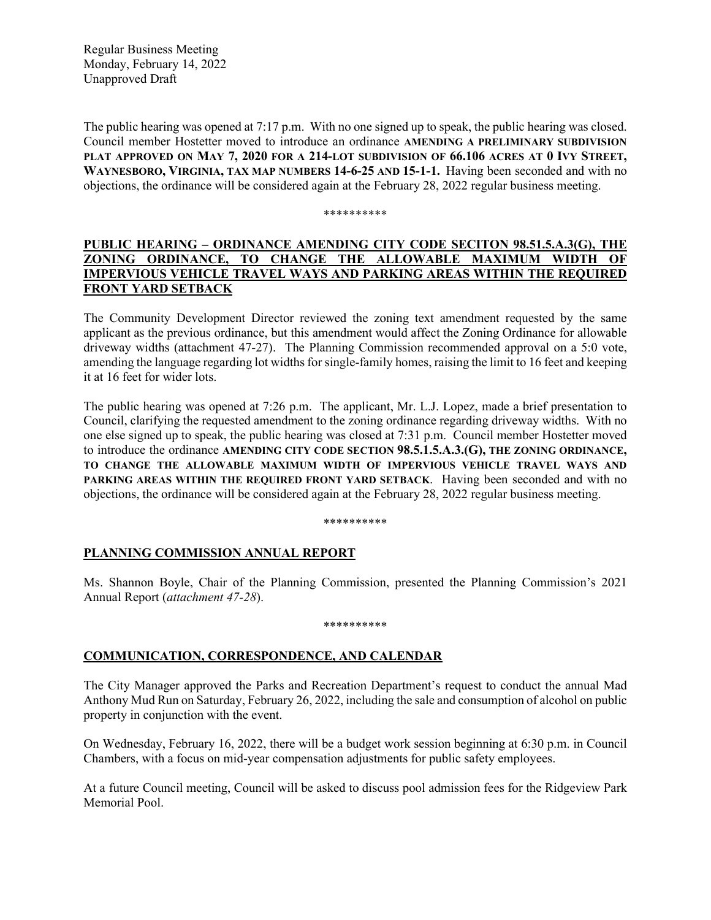Regular Business Meeting
Monday, February 14, 2022
Unapproved Draft

The public hearing was opened at 7:17 p.m. With no one signed up to speak, the public hearing was closed. Council member Hostetter moved to introduce an ordinance **AMENDING A PRELIMINARY SUBDIVISION PLAT APPROVED ON MAY 7, 2020 FOR A 214-LOT SUBDIVISION OF 66.106 ACRES AT 0 IVY STREET, WAYNESBORO, VIRGINIA, TAX MAP NUMBERS 14-6-25 AND 15-1-1.** Having been seconded and with no objections, the ordinance will be considered again at the February 28, 2022 regular business meeting.

\*\*\*\*\*\*\*\*\*\*

## PUBLIC HEARING – ORDINANCE AMENDING CITY CODE SECITON 98.51.5.A.3(G), THE ZONING ORDINANCE, TO CHANGE THE ALLOWABLE MAXIMUM WIDTH OF IMPERVIOUS VEHICLE TRAVEL WAYS AND PARKING AREAS WITHIN THE REQUIRED FRONT YARD SETBACK

The Community Development Director reviewed the zoning text amendment requested by the same applicant as the previous ordinance, but this amendment would affect the Zoning Ordinance for allowable driveway widths (attachment 47-27). The Planning Commission recommended approval on a 5:0 vote, amending the language regarding lot widths for single-family homes, raising the limit to 16 feet and keeping it at 16 feet for wider lots.

The public hearing was opened at 7:26 p.m. The applicant, Mr. L.J. Lopez, made a brief presentation to Council, clarifying the requested amendment to the zoning ordinance regarding driveway widths. With no one else signed up to speak, the public hearing was closed at 7:31 p.m. Council member Hostetter moved to introduce the ordinance **AMENDING CITY CODE SECTION 98.5.1.5.A.3.(G), THE ZONING ORDINANCE, TO CHANGE THE ALLOWABLE MAXIMUM WIDTH OF IMPERVIOUS VEHICLE TRAVEL WAYS AND PARKING AREAS WITHIN THE REQUIRED FRONT YARD SETBACK**. Having been seconded and with no objections, the ordinance will be considered again at the February 28, 2022 regular business meeting.

\*\*\*\*\*\*\*\*\*\*

## PLANNING COMMISSION ANNUAL REPORT

Ms. Shannon Boyle, Chair of the Planning Commission, presented the Planning Commission's 2021 Annual Report (*attachment 47-28*).

\*\*\*\*\*\*\*\*\*\*

## COMMUNICATION, CORRESPONDENCE, AND CALENDAR

The City Manager approved the Parks and Recreation Department's request to conduct the annual Mad Anthony Mud Run on Saturday, February 26, 2022, including the sale and consumption of alcohol on public property in conjunction with the event.

On Wednesday, February 16, 2022, there will be a budget work session beginning at 6:30 p.m. in Council Chambers, with a focus on mid-year compensation adjustments for public safety employees.

At a future Council meeting, Council will be asked to discuss pool admission fees for the Ridgeview Park Memorial Pool.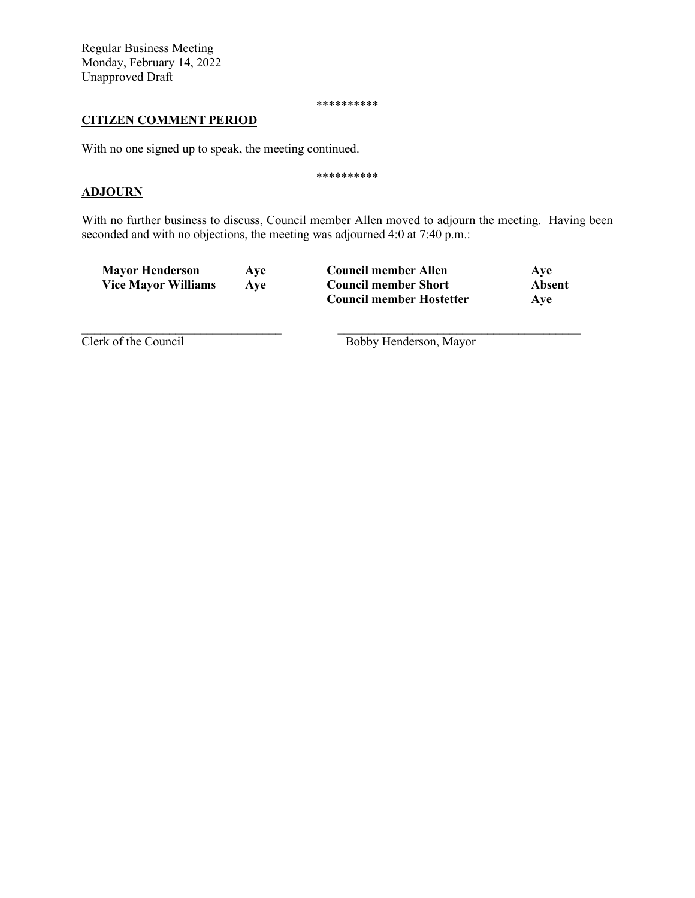Regular Business Meeting
Monday, February 14, 2022
Unapproved Draft

**********

## CITIZEN COMMENT PERIOD

With no one signed up to speak, the meeting continued.

**********

## ADJOURN

With no further business to discuss, Council member Allen moved to adjourn the meeting. Having been seconded and with no objections, the meeting was adjourned 4:0 at 7:40 p.m.:

| | | | |
|---|---|---|---|
| **Mayor Henderson** | **Aye** | **Council member Allen** | **Aye** |
| **Vice Mayor Williams** | **Aye** | **Council member Short** | **Absent** |
| | | **Council member Hostetter** | **Aye** |

________________________________ ________________________________________
Clerk of the Council Bobby Henderson, Mayor